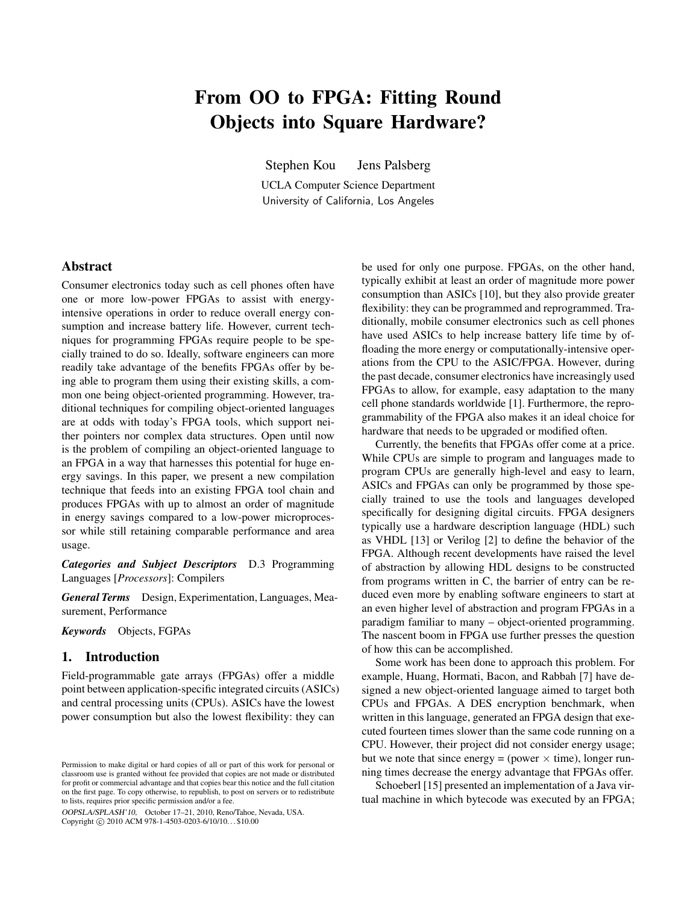# From OO to FPGA: Fitting Round Objects into Square Hardware?

Stephen Kou    Jens Palsberg

UCLA Computer Science Department
University of California, Los Angeles

## Abstract

Consumer electronics today such as cell phones often have one or more low-power FPGAs to assist with energy-intensive operations in order to reduce overall energy consumption and increase battery life. However, current techniques for programming FPGAs require people to be specially trained to do so. Ideally, software engineers can more readily take advantage of the benefits FPGAs offer by being able to program them using their existing skills, a common one being object-oriented programming. However, traditional techniques for compiling object-oriented languages are at odds with today's FPGA tools, which support neither pointers nor complex data structures. Open until now is the problem of compiling an object-oriented language to an FPGA in a way that harnesses this potential for huge energy savings. In this paper, we present a new compilation technique that feeds into an existing FPGA tool chain and produces FPGAs with up to almost an order of magnitude in energy savings compared to a low-power microprocessor while still retaining comparable performance and area usage.

***Categories and Subject Descriptors*** D.3 Programming Languages [*Processors*]: Compilers

***General Terms*** Design, Experimentation, Languages, Measurement, Performance

***Keywords*** Objects, FGPAs

## 1. Introduction

Field-programmable gate arrays (FPGAs) offer a middle point between application-specific integrated circuits (ASICs) and central processing units (CPUs). ASICs have the lowest power consumption but also the lowest flexibility: they can be used for only one purpose. FPGAs, on the other hand, typically exhibit at least an order of magnitude more power consumption than ASICs [10], but they also provide greater flexibility: they can be programmed and reprogrammed. Traditionally, mobile consumer electronics such as cell phones have used ASICs to help increase battery life time by offloading the more energy or computationally-intensive operations from the CPU to the ASIC/FPGA. However, during the past decade, consumer electronics have increasingly used FPGAs to allow, for example, easy adaptation to the many cell phone standards worldwide [1]. Furthermore, the reprogrammability of the FPGA also makes it an ideal choice for hardware that needs to be upgraded or modified often.

Currently, the benefits that FPGAs offer come at a price. While CPUs are simple to program and languages made to program CPUs are generally high-level and easy to learn, ASICs and FPGAs can only be programmed by those specially trained to use the tools and languages developed specifically for designing digital circuits. FPGA designers typically use a hardware description language (HDL) such as VHDL [13] or Verilog [2] to define the behavior of the FPGA. Although recent developments have raised the level of abstraction by allowing HDL designs to be constructed from programs written in C, the barrier of entry can be reduced even more by enabling software engineers to start at an even higher level of abstraction and program FPGAs in a paradigm familiar to many – object-oriented programming. The nascent boom in FPGA use further presses the question of how this can be accomplished.

Some work has been done to approach this problem. For example, Huang, Hormati, Bacon, and Rabbah [7] have designed a new object-oriented language aimed to target both CPUs and FPGAs. A DES encryption benchmark, when written in this language, generated an FPGA design that executed fourteen times slower than the same code running on a CPU. However, their project did not consider energy usage; but we note that since energy = (power × time), longer running times decrease the energy advantage that FPGAs offer.

Schoeberl [15] presented an implementation of a Java virtual machine in which bytecode was executed by an FPGA;

Permission to make digital or hard copies of all or part of this work for personal or classroom use is granted without fee provided that copies are not made or distributed for profit or commercial advantage and that copies bear this notice and the full citation on the first page. To copy otherwise, to republish, to post on servers or to redistribute to lists, requires prior specific permission and/or a fee.

*OOPSLA/SPLASH'10,* October 17–21, 2010, Reno/Tahoe, Nevada, USA.
Copyright © 2010 ACM 978-1-4503-0203-6/10/10...$10.00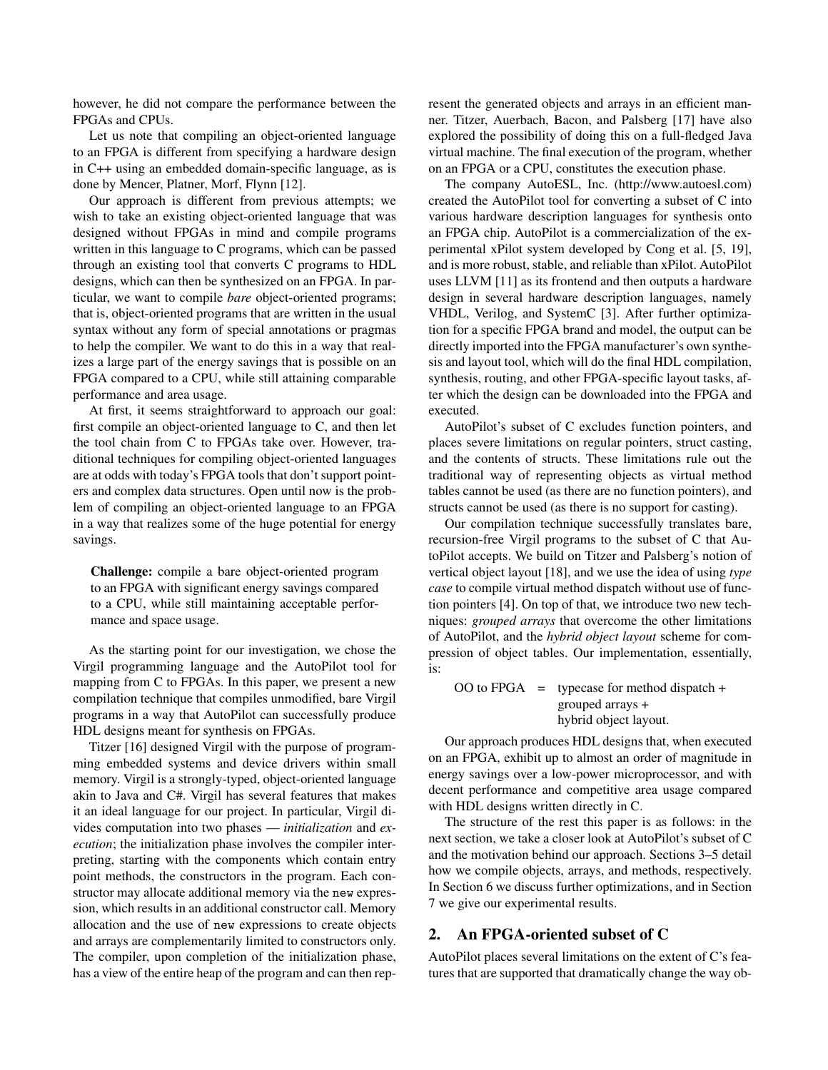however, he did not compare the performance between the FPGAs and CPUs.

Let us note that compiling an object-oriented language to an FPGA is different from specifying a hardware design in C++ using an embedded domain-specific language, as is done by Mencer, Platner, Morf, Flynn [12].

Our approach is different from previous attempts; we wish to take an existing object-oriented language that was designed without FPGAs in mind and compile programs written in this language to C programs, which can be passed through an existing tool that converts C programs to HDL designs, which can then be synthesized on an FPGA. In particular, we want to compile *bare* object-oriented programs; that is, object-oriented programs that are written in the usual syntax without any form of special annotations or pragmas to help the compiler. We want to do this in a way that realizes a large part of the energy savings that is possible on an FPGA compared to a CPU, while still attaining comparable performance and area usage.

At first, it seems straightforward to approach our goal: first compile an object-oriented language to C, and then let the tool chain from C to FPGAs take over. However, traditional techniques for compiling object-oriented languages are at odds with today's FPGA tools that don't support pointers and complex data structures. Open until now is the problem of compiling an object-oriented language to an FPGA in a way that realizes some of the huge potential for energy savings.

> **Challenge:** compile a bare object-oriented program to an FPGA with significant energy savings compared to a CPU, while still maintaining acceptable performance and space usage.

As the starting point for our investigation, we chose the Virgil programming language and the AutoPilot tool for mapping from C to FPGAs. In this paper, we present a new compilation technique that compiles unmodified, bare Virgil programs in a way that AutoPilot can successfully produce HDL designs meant for synthesis on FPGAs.

Titzer [16] designed Virgil with the purpose of programming embedded systems and device drivers within small memory. Virgil is a strongly-typed, object-oriented language akin to Java and C#. Virgil has several features that makes it an ideal language for our project. In particular, Virgil divides computation into two phases — *initialization* and *execution*; the initialization phase involves the compiler interpreting, starting with the components which contain entry point methods, the constructors in the program. Each constructor may allocate additional memory via the `new` expression, which results in an additional constructor call. Memory allocation and the use of `new` expressions to create objects and arrays are complementarily limited to constructors only. The compiler, upon completion of the initialization phase, has a view of the entire heap of the program and can then represent the generated objects and arrays in an efficient manner. Titzer, Auerbach, Bacon, and Palsberg [17] have also explored the possibility of doing this on a full-fledged Java virtual machine. The final execution of the program, whether on an FPGA or a CPU, constitutes the execution phase.

The company AutoESL, Inc. (http://www.autoesl.com) created the AutoPilot tool for converting a subset of C into various hardware description languages for synthesis onto an FPGA chip. AutoPilot is a commercialization of the experimental xPilot system developed by Cong et al. [5, 19], and is more robust, stable, and reliable than xPilot. AutoPilot uses LLVM [11] as its frontend and then outputs a hardware design in several hardware description languages, namely VHDL, Verilog, and SystemC [3]. After further optimization for a specific FPGA brand and model, the output can be directly imported into the FPGA manufacturer's own synthesis and layout tool, which will do the final HDL compilation, synthesis, routing, and other FPGA-specific layout tasks, after which the design can be downloaded into the FPGA and executed.

AutoPilot's subset of C excludes function pointers, and places severe limitations on regular pointers, struct casting, and the contents of structs. These limitations rule out the traditional way of representing objects as virtual method tables cannot be used (as there are no function pointers), and structs cannot be used (as there is no support for casting).

Our compilation technique successfully translates bare, recursion-free Virgil programs to the subset of C that AutoPilot accepts. We build on Titzer and Palsberg's notion of vertical object layout [18], and we use the idea of using *type case* to compile virtual method dispatch without use of function pointers [4]. On top of that, we introduce two new techniques: *grouped arrays* that overcome the other limitations of AutoPilot, and the *hybrid object layout* scheme for compression of object tables. Our implementation, essentially, is:

OO to FPGA = typecase for method dispatch +
grouped arrays +
hybrid object layout.

Our approach produces HDL designs that, when executed on an FPGA, exhibit up to almost an order of magnitude in energy savings over a low-power microprocessor, and with decent performance and competitive area usage compared with HDL designs written directly in C.

The structure of the rest this paper is as follows: in the next section, we take a closer look at AutoPilot's subset of C and the motivation behind our approach. Sections 3–5 detail how we compile objects, arrays, and methods, respectively. In Section 6 we discuss further optimizations, and in Section 7 we give our experimental results.

## 2. An FPGA-oriented subset of C

AutoPilot places several limitations on the extent of C's features that are supported that dramatically change the way ob-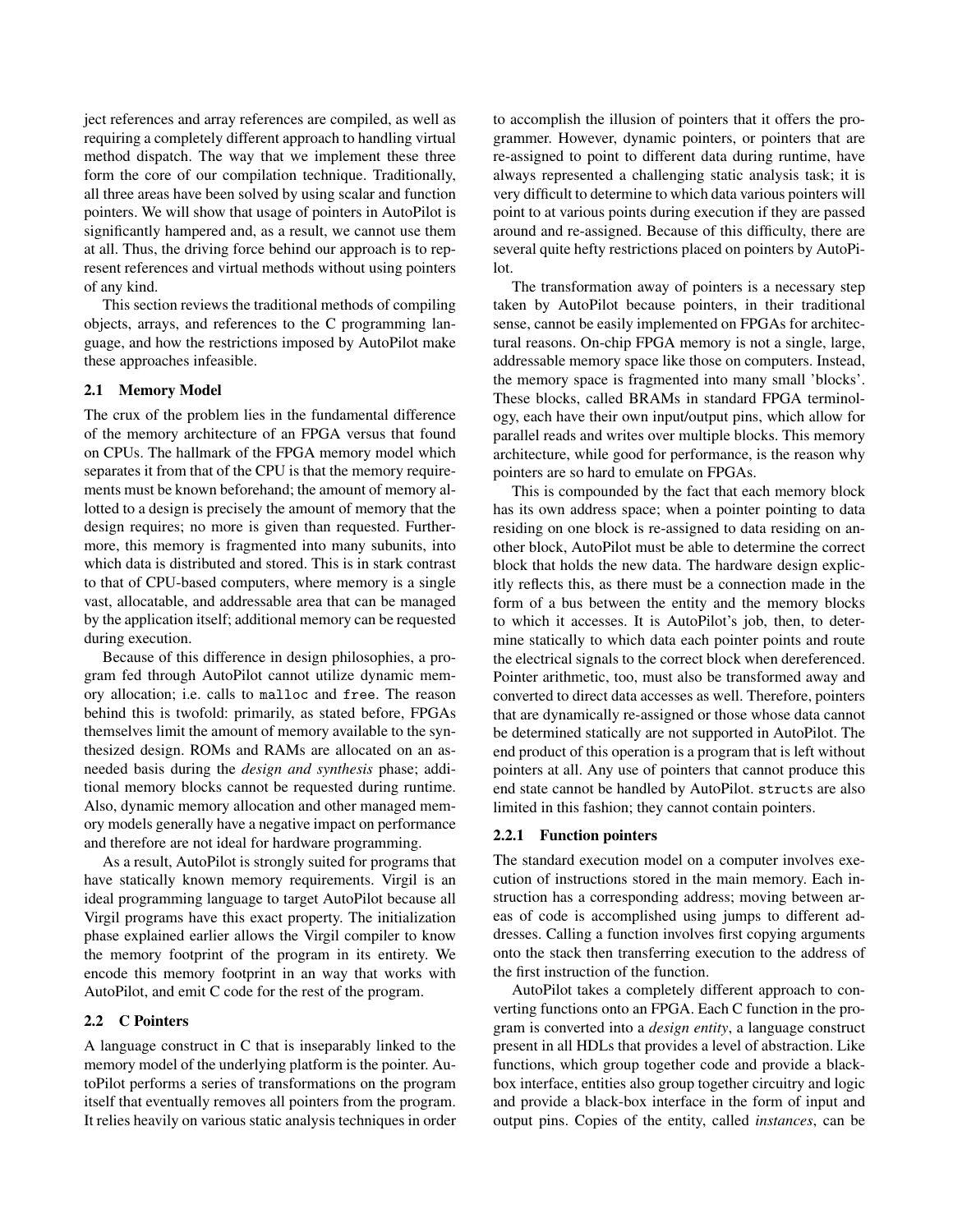ject references and array references are compiled, as well as requiring a completely different approach to handling virtual method dispatch. The way that we implement these three form the core of our compilation technique. Traditionally, all three areas have been solved by using scalar and function pointers. We will show that usage of pointers in AutoPilot is significantly hampered and, as a result, we cannot use them at all. Thus, the driving force behind our approach is to represent references and virtual methods without using pointers of any kind.

This section reviews the traditional methods of compiling objects, arrays, and references to the C programming language, and how the restrictions imposed by AutoPilot make these approaches infeasible.

### 2.1 Memory Model

The crux of the problem lies in the fundamental difference of the memory architecture of an FPGA versus that found on CPUs. The hallmark of the FPGA memory model which separates it from that of the CPU is that the memory requirements must be known beforehand; the amount of memory allotted to a design is precisely the amount of memory that the design requires; no more is given than requested. Furthermore, this memory is fragmented into many subunits, into which data is distributed and stored. This is in stark contrast to that of CPU-based computers, where memory is a single vast, allocatable, and addressable area that can be managed by the application itself; additional memory can be requested during execution.

Because of this difference in design philosophies, a program fed through AutoPilot cannot utilize dynamic memory allocation; i.e. calls to `malloc` and `free`. The reason behind this is twofold: primarily, as stated before, FPGAs themselves limit the amount of memory available to the synthesized design. ROMs and RAMs are allocated on an as-needed basis during the *design and synthesis* phase; additional memory blocks cannot be requested during runtime. Also, dynamic memory allocation and other managed memory models generally have a negative impact on performance and therefore are not ideal for hardware programming.

As a result, AutoPilot is strongly suited for programs that have statically known memory requirements. Virgil is an ideal programming language to target AutoPilot because all Virgil programs have this exact property. The initialization phase explained earlier allows the Virgil compiler to know the memory footprint of the program in its entirety. We encode this memory footprint in an way that works with AutoPilot, and emit C code for the rest of the program.

### 2.2 C Pointers

A language construct in C that is inseparably linked to the memory model of the underlying platform is the pointer. AutoPilot performs a series of transformations on the program itself that eventually removes all pointers from the program. It relies heavily on various static analysis techniques in order to accomplish the illusion of pointers that it offers the programmer. However, dynamic pointers, or pointers that are re-assigned to point to different data during runtime, have always represented a challenging static analysis task; it is very difficult to determine to which data various pointers will point to at various points during execution if they are passed around and re-assigned. Because of this difficulty, there are several quite hefty restrictions placed on pointers by AutoPilot.

The transformation away of pointers is a necessary step taken by AutoPilot because pointers, in their traditional sense, cannot be easily implemented on FPGAs for architectural reasons. On-chip FPGA memory is not a single, large, addressable memory space like those on computers. Instead, the memory space is fragmented into many small 'blocks'. These blocks, called BRAMs in standard FPGA terminology, each have their own input/output pins, which allow for parallel reads and writes over multiple blocks. This memory architecture, while good for performance, is the reason why pointers are so hard to emulate on FPGAs.

This is compounded by the fact that each memory block has its own address space; when a pointer pointing to data residing on one block is re-assigned to data residing on another block, AutoPilot must be able to determine the correct block that holds the new data. The hardware design explicitly reflects this, as there must be a connection made in the form of a bus between the entity and the memory blocks to which it accesses. It is AutoPilot's job, then, to determine statically to which data each pointer points and route the electrical signals to the correct block when dereferenced. Pointer arithmetic, too, must also be transformed away and converted to direct data accesses as well. Therefore, pointers that are dynamically re-assigned or those whose data cannot be determined statically are not supported in AutoPilot. The end product of this operation is a program that is left without pointers at all. Any use of pointers that cannot produce this end state cannot be handled by AutoPilot. `struct`s are also limited in this fashion; they cannot contain pointers.

#### 2.2.1 Function pointers

The standard execution model on a computer involves execution of instructions stored in the main memory. Each instruction has a corresponding address; moving between areas of code is accomplished using jumps to different addresses. Calling a function involves first copying arguments onto the stack then transferring execution to the address of the first instruction of the function.

AutoPilot takes a completely different approach to converting functions onto an FPGA. Each C function in the program is converted into a *design entity*, a language construct present in all HDLs that provides a level of abstraction. Like functions, which group together code and provide a black-box interface, entities also group together circuitry and logic and provide a black-box interface in the form of input and output pins. Copies of the entity, called *instances*, can be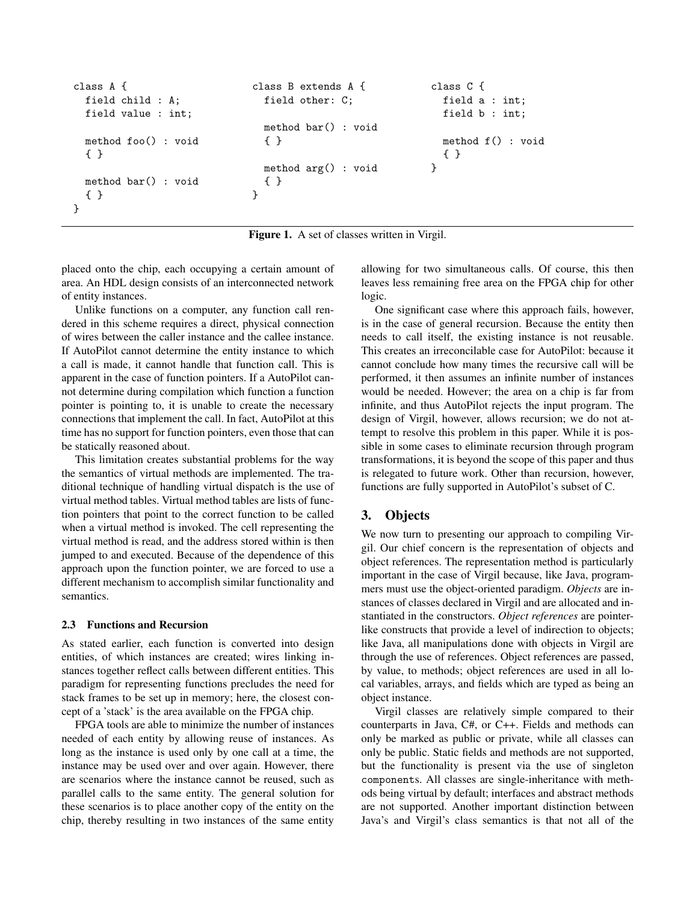```
class A {
  field child : A;
  field value : int;

  method foo() : void
  { }

  method bar() : void
  { }
}
```

```
class B extends A {
  field other: C;

  method bar() : void
  { }

  method arg() : void
  { }
}
```

```
class C {
  field a : int;
  field b : int;

  method f() : void
  { }
}
```

**Figure 1.** A set of classes written in Virgil.

placed onto the chip, each occupying a certain amount of area. An HDL design consists of an interconnected network of entity instances.

Unlike functions on a computer, any function call rendered in this scheme requires a direct, physical connection of wires between the caller instance and the callee instance. If AutoPilot cannot determine the entity instance to which a call is made, it cannot handle that function call. This is apparent in the case of function pointers. If a AutoPilot cannot determine during compilation which function a function pointer is pointing to, it is unable to create the necessary connections that implement the call. In fact, AutoPilot at this time has no support for function pointers, even those that can be statically reasoned about.

This limitation creates substantial problems for the way the semantics of virtual methods are implemented. The traditional technique of handling virtual dispatch is the use of virtual method tables. Virtual method tables are lists of function pointers that point to the correct function to be called when a virtual method is invoked. The cell representing the virtual method is read, and the address stored within is then jumped to and executed. Because of the dependence of this approach upon the function pointer, we are forced to use a different mechanism to accomplish similar functionality and semantics.

### 2.3 Functions and Recursion

As stated earlier, each function is converted into design entities, of which instances are created; wires linking instances together reflect calls between different entities. This paradigm for representing functions precludes the need for stack frames to be set up in memory; here, the closest concept of a 'stack' is the area available on the FPGA chip.

FPGA tools are able to minimize the number of instances needed of each entity by allowing reuse of instances. As long as the instance is used only by one call at a time, the instance may be used over and over again. However, there are scenarios where the instance cannot be reused, such as parallel calls to the same entity. The general solution for these scenarios is to place another copy of the entity on the chip, thereby resulting in two instances of the same entity allowing for two simultaneous calls. Of course, this then leaves less remaining free area on the FPGA chip for other logic.

One significant case where this approach fails, however, is in the case of general recursion. Because the entity then needs to call itself, the existing instance is not reusable. This creates an irreconcilable case for AutoPilot: because it cannot conclude how many times the recursive call will be performed, it then assumes an infinite number of instances would be needed. However; the area on a chip is far from infinite, and thus AutoPilot rejects the input program. The design of Virgil, however, allows recursion; we do not attempt to resolve this problem in this paper. While it is possible in some cases to eliminate recursion through program transformations, it is beyond the scope of this paper and thus is relegated to future work. Other than recursion, however, functions are fully supported in AutoPilot's subset of C.

## 3. Objects

We now turn to presenting our approach to compiling Virgil. Our chief concern is the representation of objects and object references. The representation method is particularly important in the case of Virgil because, like Java, programmers must use the object-oriented paradigm. *Objects* are instances of classes declared in Virgil and are allocated and instantiated in the constructors. *Object references* are pointer-like constructs that provide a level of indirection to objects; like Java, all manipulations done with objects in Virgil are through the use of references. Object references are passed, by value, to methods; object references are used in all local variables, arrays, and fields which are typed as being an object instance.

Virgil classes are relatively simple compared to their counterparts in Java, C#, or C++. Fields and methods can only be marked as public or private, while all classes can only be public. Static fields and methods are not supported, but the functionality is present via the use of singleton `components`. All classes are single-inheritance with methods being virtual by default; interfaces and abstract methods are not supported. Another important distinction between Java's and Virgil's class semantics is that not all of the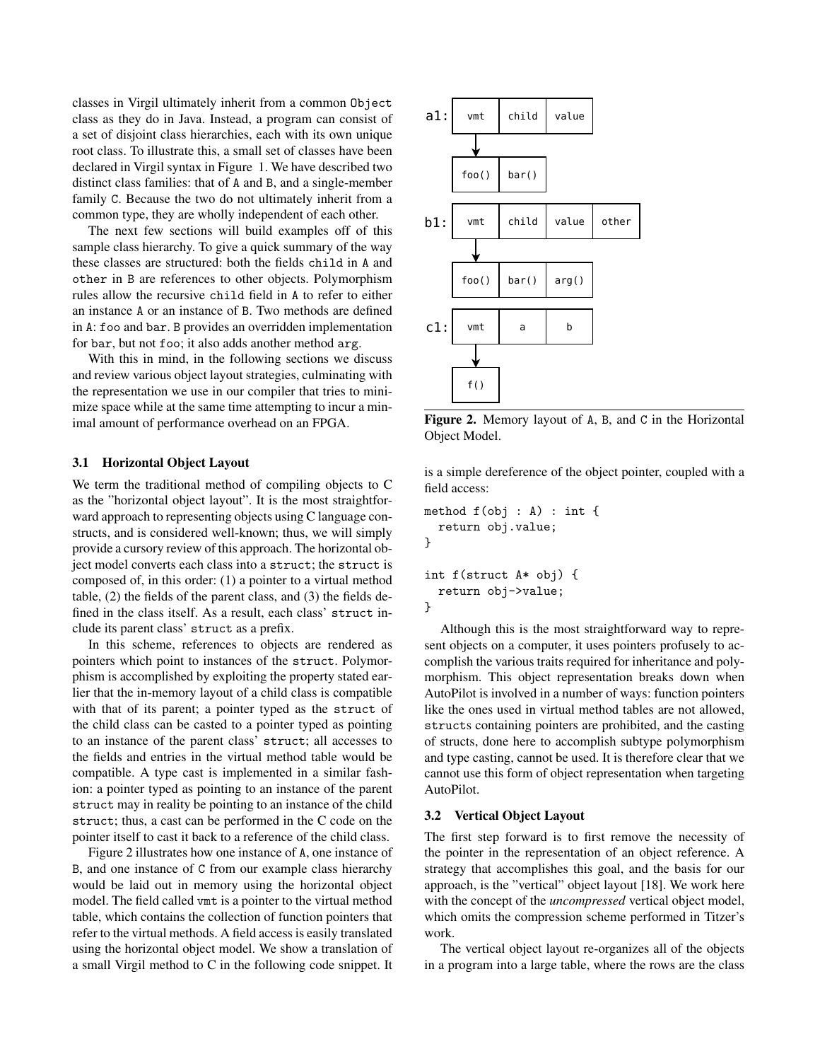classes in Virgil ultimately inherit from a common `Object` class as they do in Java. Instead, a program can consist of a set of disjoint class hierarchies, each with its own unique root class. To illustrate this, a small set of classes have been declared in Virgil syntax in Figure 1. We have described two distinct class families: that of `A` and `B`, and a single-member family `C`. Because the two do not ultimately inherit from a common type, they are wholly independent of each other.

The next few sections will build examples off of this sample class hierarchy. To give a quick summary of the way these classes are structured: both the fields `child` in `A` and `other` in `B` are references to other objects. Polymorphism rules allow the recursive `child` field in `A` to refer to either an instance `A` or an instance of `B`. Two methods are defined in `A`: `foo` and `bar`. `B` provides an overridden implementation for `bar`, but not `foo`; it also adds another method `arg`.

With this in mind, in the following sections we discuss and review various object layout strategies, culminating with the representation we use in our compiler that tries to minimize space while at the same time attempting to incur a minimal amount of performance overhead on an FPGA.

### 3.1 Horizontal Object Layout

We term the traditional method of compiling objects to C as the "horizontal object layout". It is the most straightforward approach to representing objects using C language constructs, and is considered well-known; thus, we will simply provide a cursory review of this approach. The horizontal object model converts each class into a `struct`; the `struct` is composed of, in this order: (1) a pointer to a virtual method table, (2) the fields of the parent class, and (3) the fields defined in the class itself. As a result, each class' `struct` include its parent class' `struct` as a prefix.

In this scheme, references to objects are rendered as pointers which point to instances of the `struct`. Polymorphism is accomplished by exploiting the property stated earlier that the in-memory layout of a child class is compatible with that of its parent; a pointer typed as the `struct` of the child class can be casted to a pointer typed as pointing to an instance of the parent class' `struct`; all accesses to the fields and entries in the virtual method table would be compatible. A type cast is implemented in a similar fashion: a pointer typed as pointing to an instance of the parent `struct` may in reality be pointing to an instance of the child `struct`; thus, a cast can be performed in the C code on the pointer itself to cast it back to a reference of the child class.

Figure 2 illustrates how one instance of `A`, one instance of `B`, and one instance of `C` from our example class hierarchy would be laid out in memory using the horizontal object model. The field called `vmt` is a pointer to the virtual method table, which contains the collection of function pointers that refer to the virtual methods. A field access is easily translated using the horizontal object model. We show a translation of a small Virgil method to C in the following code snippet. It

a1: vmt | child | value
foo() | bar()
b1: vmt | child | value | other
foo() | bar() | arg()
c1: vmt | a | b
f()

**Figure 2.** Memory layout of `A`, `B`, and `C` in the Horizontal Object Model.

is a simple dereference of the object pointer, coupled with a field access:

```
method f(obj : A) : int {
  return obj.value;
}

int f(struct A* obj) {
  return obj->value;
}
```

Although this is the most straightforward way to represent objects on a computer, it uses pointers profusely to accomplish the various traits required for inheritance and polymorphism. This object representation breaks down when AutoPilot is involved in a number of ways: function pointers like the ones used in virtual method tables are not allowed, `struct`s containing pointers are prohibited, and the casting of structs, done here to accomplish subtype polymorphism and type casting, cannot be used. It is therefore clear that we cannot use this form of object representation when targeting AutoPilot.

### 3.2 Vertical Object Layout

The first step forward is to first remove the necessity of the pointer in the representation of an object reference. A strategy that accomplishes this goal, and the basis for our approach, is the "vertical" object layout [18]. We work here with the concept of the *uncompressed* vertical object model, which omits the compression scheme performed in Titzer's work.

The vertical object layout re-organizes all of the objects in a program into a large table, where the rows are the class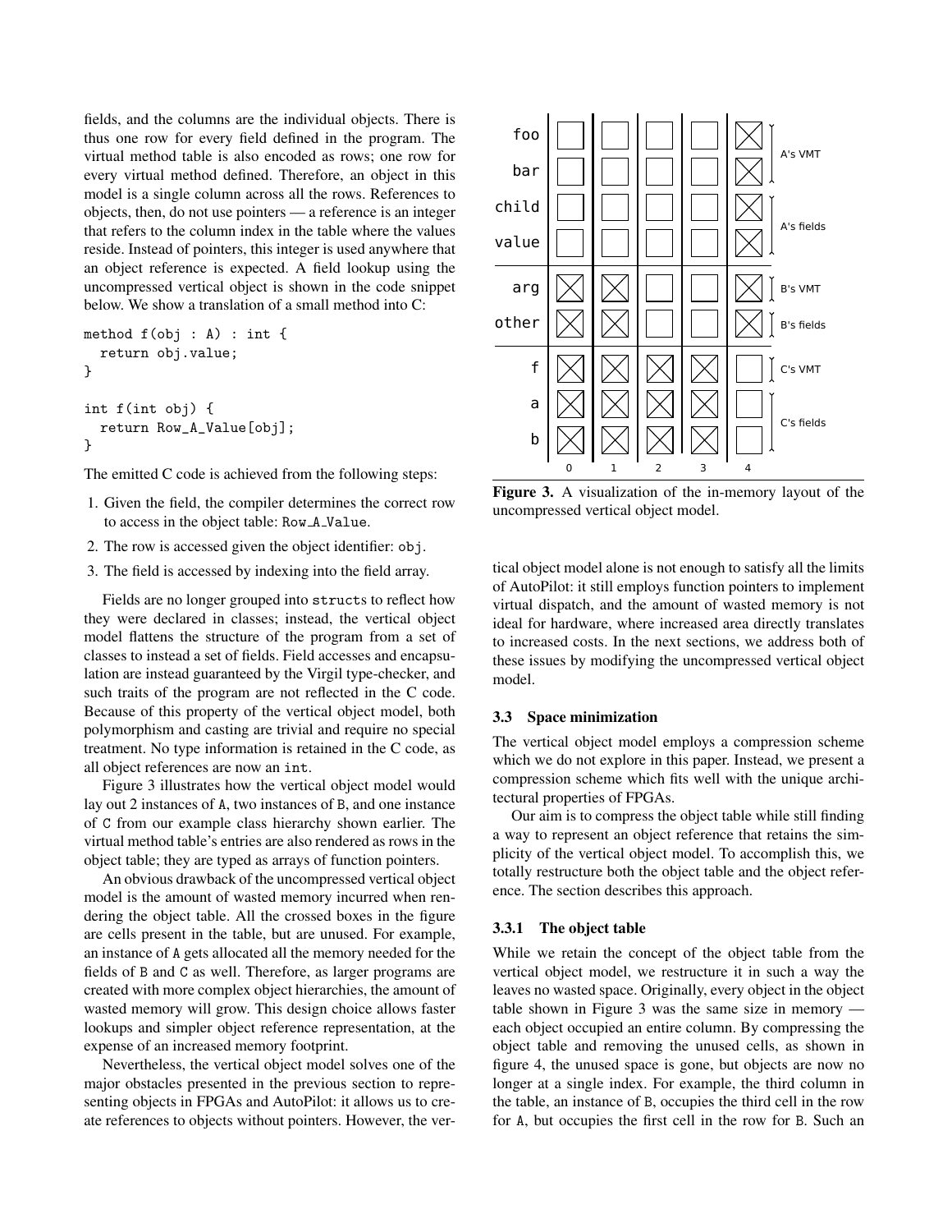fields, and the columns are the individual objects. There is thus one row for every field defined in the program. The virtual method table is also encoded as rows; one row for every virtual method defined. Therefore, an object in this model is a single column across all the rows. References to objects, then, do not use pointers — a reference is an integer that refers to the column index in the table where the values reside. Instead of pointers, this integer is used anywhere that an object reference is expected. A field lookup using the uncompressed vertical object is shown in the code snippet below. We show a translation of a small method into C:

```
method f(obj : A) : int {
  return obj.value;
}

int f(int obj) {
  return Row_A_Value[obj];
}
```

The emitted C code is achieved from the following steps:

1. Given the field, the compiler determines the correct row to access in the object table: Row_A_Value.
2. The row is accessed given the object identifier: obj.
3. The field is accessed by indexing into the field array.

Fields are no longer grouped into structs to reflect how they were declared in classes; instead, the vertical object model flattens the structure of the program from a set of classes to instead a set of fields. Field accesses and encapsulation are instead guaranteed by the Virgil type-checker, and such traits of the program are not reflected in the C code. Because of this property of the vertical object model, both polymorphism and casting are trivial and require no special treatment. No type information is retained in the C code, as all object references are now an int.

Figure 3 illustrates how the vertical object model would lay out 2 instances of A, two instances of B, and one instance of C from our example class hierarchy shown earlier. The virtual method table's entries are also rendered as rows in the object table; they are typed as arrays of function pointers.

An obvious drawback of the uncompressed vertical object model is the amount of wasted memory incurred when rendering the object table. All the crossed boxes in the figure are cells present in the table, but are unused. For example, an instance of A gets allocated all the memory needed for the fields of B and C as well. Therefore, as larger programs are created with more complex object hierarchies, the amount of wasted memory will grow. This design choice allows faster lookups and simpler object reference representation, at the expense of an increased memory footprint.

Nevertheless, the vertical object model solves one of the major obstacles presented in the previous section to representing objects in FPGAs and AutoPilot: it allows us to create references to objects without pointers. However, the vertical object model alone is not enough to satisfy all the limits of AutoPilot: it still employs function pointers to implement virtual dispatch, and the amount of wasted memory is not ideal for hardware, where increased area directly translates to increased costs. In the next sections, we address both of these issues by modifying the uncompressed vertical object model.

foo
bar
child
value
arg
other
f
a
b
0 1 2 3 4
A's VMT
A's fields
B's VMT
B's fields
C's VMT
C's fields

**Figure 3.** A visualization of the in-memory layout of the uncompressed vertical object model.

### 3.3 Space minimization

The vertical object model employs a compression scheme which we do not explore in this paper. Instead, we present a compression scheme which fits well with the unique architectural properties of FPGAs.

Our aim is to compress the object table while still finding a way to represent an object reference that retains the simplicity of the vertical object model. To accomplish this, we totally restructure both the object table and the object reference. The section describes this approach.

#### 3.3.1 The object table

While we retain the concept of the object table from the vertical object model, we restructure it in such a way the leaves no wasted space. Originally, every object in the object table shown in Figure 3 was the same size in memory — each object occupied an entire column. By compressing the object table and removing the unused cells, as shown in figure 4, the unused space is gone, but objects are now no longer at a single index. For example, the third column in the table, an instance of B, occupies the third cell in the row for A, but occupies the first cell in the row for B. Such an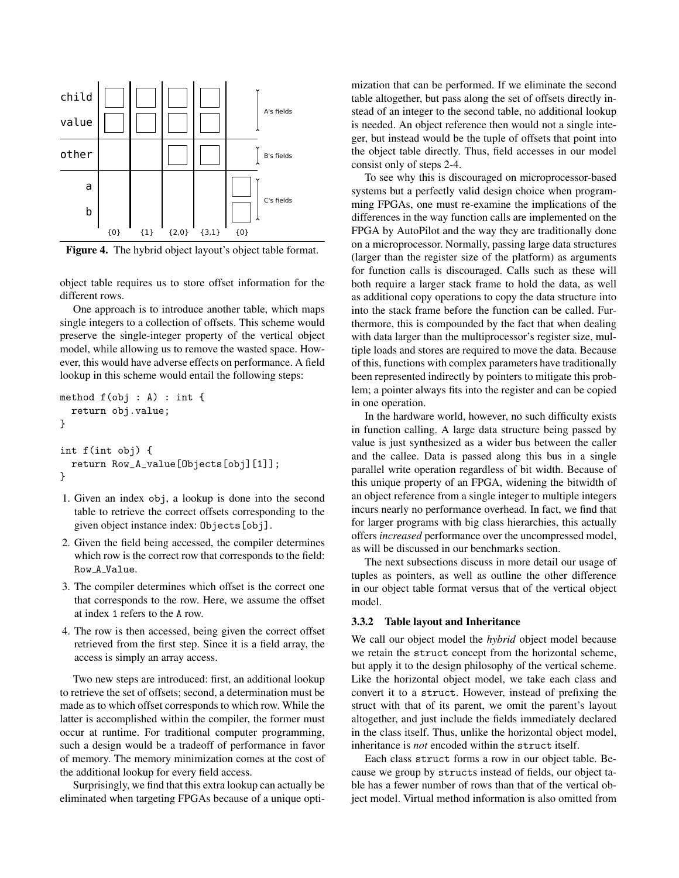**Figure 4.** The hybrid object layout's object table format.

object table requires us to store offset information for the different rows.

One approach is to introduce another table, which maps single integers to a collection of offsets. This scheme would preserve the single-integer property of the vertical object model, while allowing us to remove the wasted space. However, this would have adverse effects on performance. A field lookup in this scheme would entail the following steps:

```
method f(obj : A) : int {
  return obj.value;
}

int f(int obj) {
  return Row_A_value[Objects[obj][1]];
}
```

1. Given an index `obj`, a lookup is done into the second table to retrieve the correct offsets corresponding to the given object instance index: `Objects[obj]`.
2. Given the field being accessed, the compiler determines which row is the correct row that corresponds to the field: `Row_A_Value`.
3. The compiler determines which offset is the correct one that corresponds to the row. Here, we assume the offset at index `1` refers to the `A` row.
4. The row is then accessed, being given the correct offset retrieved from the first step. Since it is a field array, the access is simply an array access.

Two new steps are introduced: first, an additional lookup to retrieve the set of offsets; second, a determination must be made as to which offset corresponds to which row. While the latter is accomplished within the compiler, the former must occur at runtime. For traditional computer programming, such a design would be a tradeoff of performance in favor of memory. The memory minimization comes at the cost of the additional lookup for every field access.

Surprisingly, we find that this extra lookup can actually be eliminated when targeting FPGAs because of a unique optimization that can be performed. If we eliminate the second table altogether, but pass along the set of offsets directly instead of an integer to the second table, no additional lookup is needed. An object reference then would not a single integer, but instead would be the tuple of offsets that point into the object table directly. Thus, field accesses in our model consist only of steps 2-4.

To see why this is discouraged on microprocessor-based systems but a perfectly valid design choice when programming FPGAs, one must re-examine the implications of the differences in the way function calls are implemented on the FPGA by AutoPilot and the way they are traditionally done on a microprocessor. Normally, passing large data structures (larger than the register size of the platform) as arguments for function calls is discouraged. Calls such as these will both require a larger stack frame to hold the data, as well as additional copy operations to copy the data structure into into the stack frame before the function can be called. Furthermore, this is compounded by the fact that when dealing with data larger than the multiprocessor's register size, multiple loads and stores are required to move the data. Because of this, functions with complex parameters have traditionally been represented indirectly by pointers to mitigate this problem; a pointer always fits into the register and can be copied in one operation.

In the hardware world, however, no such difficulty exists in function calling. A large data structure being passed by value is just synthesized as a wider bus between the caller and the callee. Data is passed along this bus in a single parallel write operation regardless of bit width. Because of this unique property of an FPGA, widening the bitwidth of an object reference from a single integer to multiple integers incurs nearly no performance overhead. In fact, we find that for larger programs with big class hierarchies, this actually offers *increased* performance over the uncompressed model, as will be discussed in our benchmarks section.

The next subsections discuss in more detail our usage of tuples as pointers, as well as outline the other difference in our object table format versus that of the vertical object model.

### 3.3.2 Table layout and Inheritance

We call our object model the *hybrid* object model because we retain the `struct` concept from the horizontal scheme, but apply it to the design philosophy of the vertical scheme. Like the horizontal object model, we take each class and convert it to a `struct`. However, instead of prefixing the struct with that of its parent, we omit the parent's layout altogether, and just include the fields immediately declared in the class itself. Thus, unlike the horizontal object model, inheritance is *not* encoded within the `struct` itself.

Each class `struct` forms a row in our object table. Because we group by `struct`s instead of fields, our object table has a fewer number of rows than that of the vertical object model. Virtual method information is also omitted from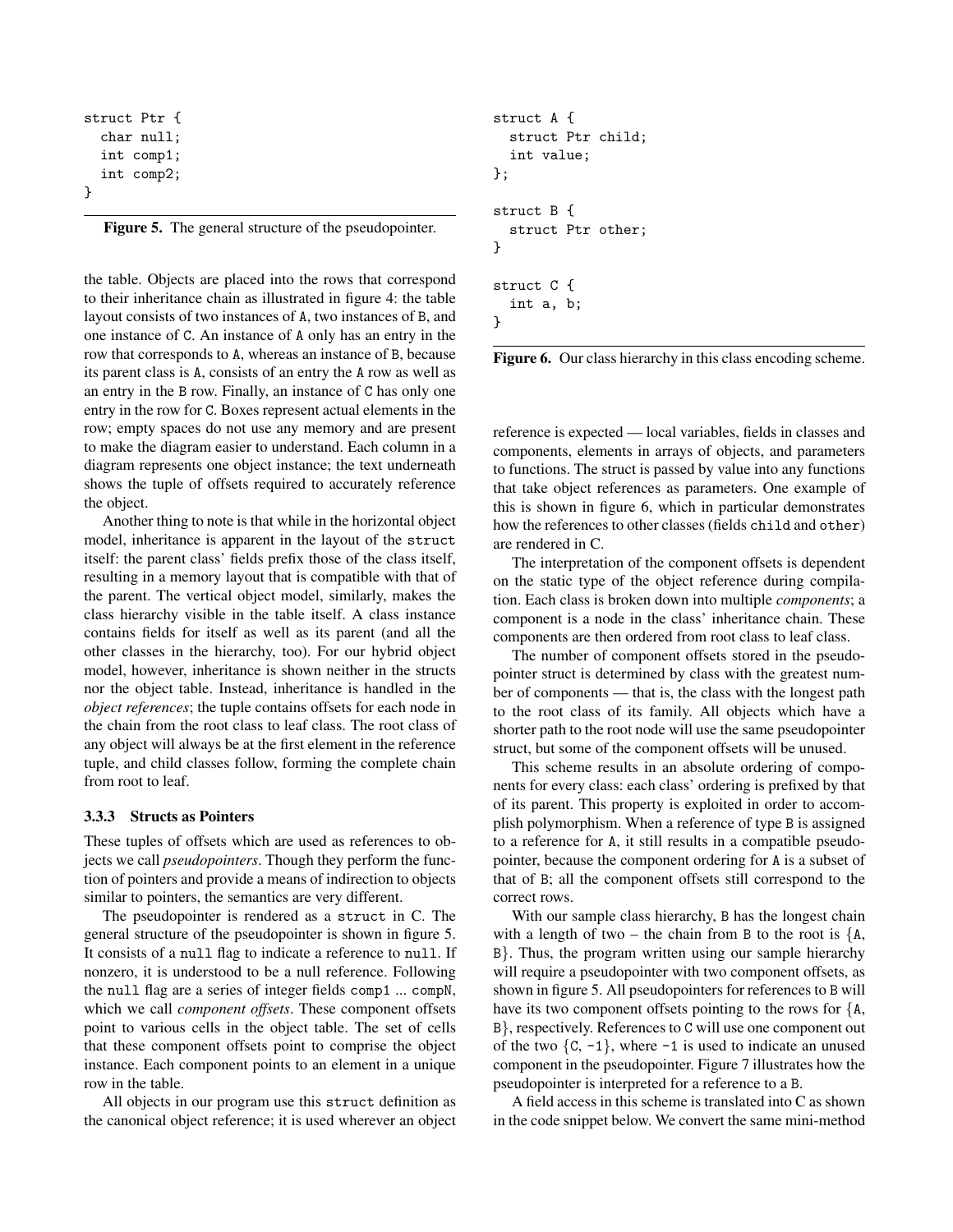```
struct Ptr {
  char null;
  int comp1;
  int comp2;
}
```

**Figure 5.** The general structure of the pseudopointer.

the table. Objects are placed into the rows that correspond to their inheritance chain as illustrated in figure 4: the table layout consists of two instances of A, two instances of B, and one instance of C. An instance of A only has an entry in the row that corresponds to A, whereas an instance of B, because its parent class is A, consists of an entry the A row as well as an entry in the B row. Finally, an instance of C has only one entry in the row for C. Boxes represent actual elements in the row; empty spaces do not use any memory and are present to make the diagram easier to understand. Each column in a diagram represents one object instance; the text underneath shows the tuple of offsets required to accurately reference the object.

Another thing to note is that while in the horizontal object model, inheritance is apparent in the layout of the struct itself: the parent class' fields prefix those of the class itself, resulting in a memory layout that is compatible with that of the parent. The vertical object model, similarly, makes the class hierarchy visible in the table itself. A class instance contains fields for itself as well as its parent (and all the other classes in the hierarchy, too). For our hybrid object model, however, inheritance is shown neither in the structs nor the object table. Instead, inheritance is handled in the *object references*; the tuple contains offsets for each node in the chain from the root class to leaf class. The root class of any object will always be at the first element in the reference tuple, and child classes follow, forming the complete chain from root to leaf.

### 3.3.3 Structs as Pointers

These tuples of offsets which are used as references to objects we call *pseudopointers*. Though they perform the function of pointers and provide a means of indirection to objects similar to pointers, the semantics are very different.

The pseudopointer is rendered as a struct in C. The general structure of the pseudopointer is shown in figure 5. It consists of a null flag to indicate a reference to null. If nonzero, it is understood to be a null reference. Following the null flag are a series of integer fields comp1 ... compN, which we call *component offsets*. These component offsets point to various cells in the object table. The set of cells that these component offsets point to comprise the object instance. Each component points to an element in a unique row in the table.

All objects in our program use this struct definition as the canonical object reference; it is used wherever an object reference is expected — local variables, fields in classes and components, elements in arrays of objects, and parameters to functions. The struct is passed by value into any functions that take object references as parameters. One example of this is shown in figure 6, which in particular demonstrates how the references to other classes (fields child and other) are rendered in C.

```
struct A {
  struct Ptr child;
  int value;
};

struct B {
  struct Ptr other;
}

struct C {
  int a, b;
}
```

**Figure 6.** Our class hierarchy in this class encoding scheme.

The interpretation of the component offsets is dependent on the static type of the object reference during compilation. Each class is broken down into multiple *components*; a component is a node in the class' inheritance chain. These components are then ordered from root class to leaf class.

The number of component offsets stored in the pseudopointer struct is determined by class with the greatest number of components — that is, the class with the longest path to the root class of its family. All objects which have a shorter path to the root node will use the same pseudopointer struct, but some of the component offsets will be unused.

This scheme results in an absolute ordering of components for every class: each class' ordering is prefixed by that of its parent. This property is exploited in order to accomplish polymorphism. When a reference of type B is assigned to a reference for A, it still results in a compatible pseudopointer, because the component ordering for A is a subset of that of B; all the component offsets still correspond to the correct rows.

With our sample class hierarchy, B has the longest chain with a length of two – the chain from B to the root is {A, B}. Thus, the program written using our sample hierarchy will require a pseudopointer with two component offsets, as shown in figure 5. All pseudopointers for references to B will have its two component offsets pointing to the rows for {A, B}, respectively. References to C will use one component out of the two {C, -1}, where -1 is used to indicate an unused component in the pseudopointer. Figure 7 illustrates how the pseudopointer is interpreted for a reference to a B.

A field access in this scheme is translated into C as shown in the code snippet below. We convert the same mini-method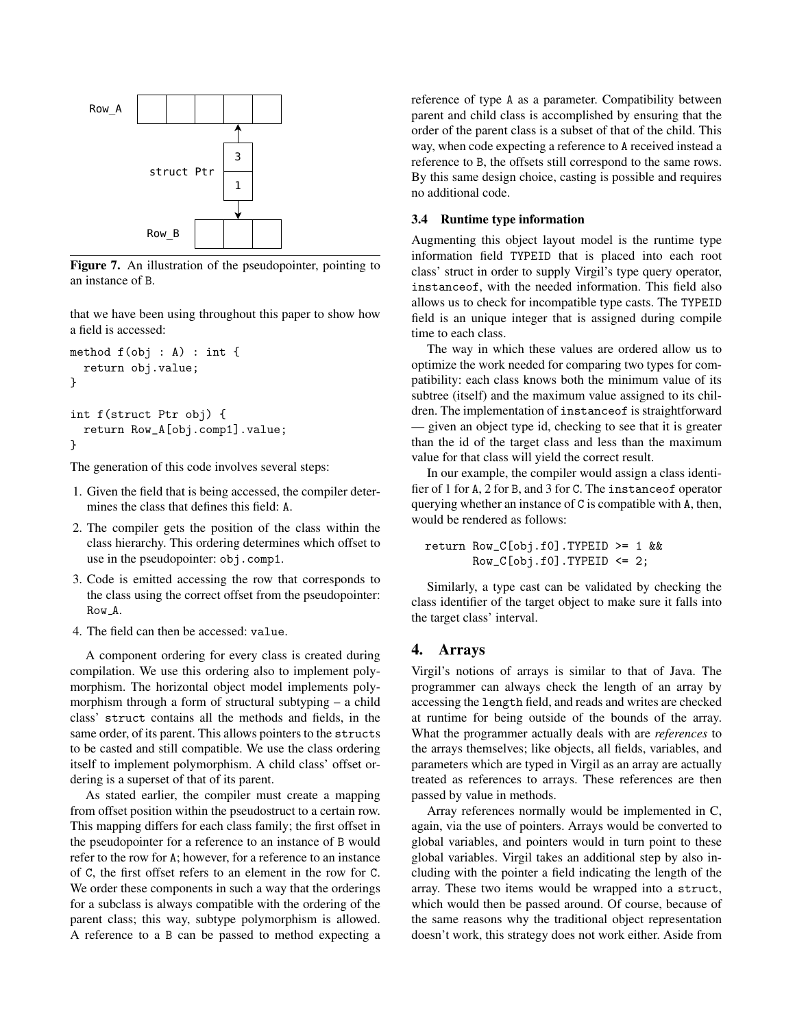Row_A

struct Ptr

3

1

Row_B

**Figure 7.** An illustration of the pseudopointer, pointing to an instance of B.

that we have been using throughout this paper to show how a field is accessed:

```
method f(obj : A) : int {
  return obj.value;
}

int f(struct Ptr obj) {
  return Row_A[obj.comp1].value;
}
```

The generation of this code involves several steps:

1. Given the field that is being accessed, the compiler determines the class that defines this field: A.
2. The compiler gets the position of the class within the class hierarchy. This ordering determines which offset to use in the pseudopointer: `obj.comp1`.
3. Code is emitted accessing the row that corresponds to the class using the correct offset from the pseudopointer: Row_A.
4. The field can then be accessed: `value`.

A component ordering for every class is created during compilation. We use this ordering also to implement polymorphism. The horizontal object model implements polymorphism through a form of structural subtyping – a child class' `struct` contains all the methods and fields, in the same order, of its parent. This allows pointers to the `structs` to be casted and still compatible. We use the class ordering itself to implement polymorphism. A child class' offset ordering is a superset of that of its parent.

As stated earlier, the compiler must create a mapping from offset position within the pseudostruct to a certain row. This mapping differs for each class family; the first offset in the pseudopointer for a reference to an instance of B would refer to the row for A; however, for a reference to an instance of C, the first offset refers to an element in the row for C. We order these components in such a way that the orderings for a subclass is always compatible with the ordering of the parent class; this way, subtype polymorphism is allowed. A reference to a B can be passed to method expecting a reference of type A as a parameter. Compatibility between parent and child class is accomplished by ensuring that the order of the parent class is a subset of that of the child. This way, when code expecting a reference to A received instead a reference to B, the offsets still correspond to the same rows. By this same design choice, casting is possible and requires no additional code.

### 3.4 Runtime type information

Augmenting this object layout model is the runtime type information field TYPEID that is placed into each root class' struct in order to supply Virgil's type query operator, `instanceof`, with the needed information. This field also allows us to check for incompatible type casts. The TYPEID field is an unique integer that is assigned during compile time to each class.

The way in which these values are ordered allow us to optimize the work needed for comparing two types for compatibility: each class knows both the minimum value of its subtree (itself) and the maximum value assigned to its children. The implementation of `instanceof` is straightforward — given an object type id, checking to see that it is greater than the id of the target class and less than the maximum value for that class will yield the correct result.

In our example, the compiler would assign a class identifier of 1 for A, 2 for B, and 3 for C. The `instanceof` operator querying whether an instance of C is compatible with A, then, would be rendered as follows:

```
return Row_C[obj.f0].TYPEID >= 1 &&
       Row_C[obj.f0].TYPEID <= 2;
```

Similarly, a type cast can be validated by checking the class identifier of the target object to make sure it falls into the target class' interval.

## 4. Arrays

Virgil's notions of arrays is similar to that of Java. The programmer can always check the length of an array by accessing the `length` field, and reads and writes are checked at runtime for being outside of the bounds of the array. What the programmer actually deals with are *references* to the arrays themselves; like objects, all fields, variables, and parameters which are typed in Virgil as an array are actually treated as references to arrays. These references are then passed by value in methods.

Array references normally would be implemented in C, again, via the use of pointers. Arrays would be converted to global variables, and pointers would in turn point to these global variables. Virgil takes an additional step by also including with the pointer a field indicating the length of the array. These two items would be wrapped into a `struct`, which would then be passed around. Of course, because of the same reasons why the traditional object representation doesn't work, this strategy does not work either. Aside from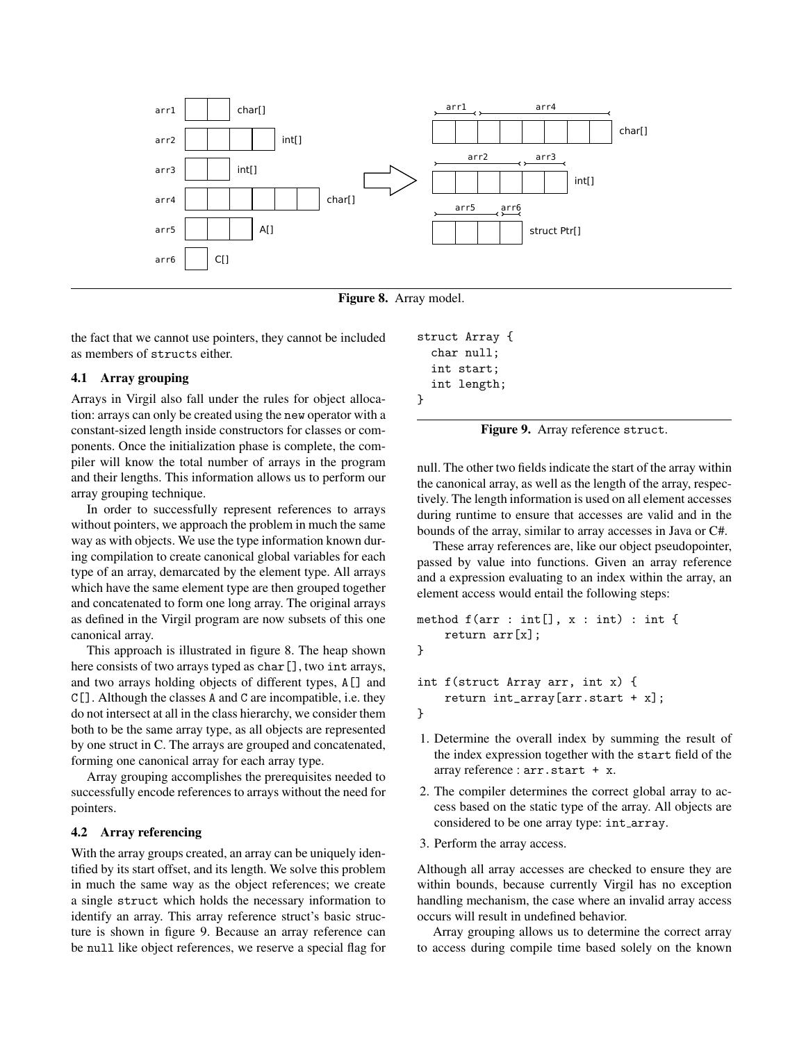arr1 char[]

arr2 int[]

arr3 int[]

arr4 char[]

arr5 A[]

arr6 C[]

arr1 arr4

char[]

arr2 arr3

int[]

arr5 arr6

struct Ptr[]

**Figure 8.** Array model.

the fact that we cannot use pointers, they cannot be included as members of structs either.

### 4.1 Array grouping

Arrays in Virgil also fall under the rules for object allocation: arrays can only be created using the new operator with a constant-sized length inside constructors for classes or components. Once the initialization phase is complete, the compiler will know the total number of arrays in the program and their lengths. This information allows us to perform our array grouping technique.

In order to successfully represent references to arrays without pointers, we approach the problem in much the same way as with objects. We use the type information known during compilation to create canonical global variables for each type of an array, demarcated by the element type. All arrays which have the same element type are then grouped together and concatenated to form one long array. The original arrays as defined in the Virgil program are now subsets of this one canonical array.

This approach is illustrated in figure 8. The heap shown here consists of two arrays typed as char[], two int arrays, and two arrays holding objects of different types, A[] and C[]. Although the classes A and C are incompatible, i.e. they do not intersect at all in the class hierarchy, we consider them both to be the same array type, as all objects are represented by one struct in C. The arrays are grouped and concatenated, forming one canonical array for each array type.

Array grouping accomplishes the prerequisites needed to successfully encode references to arrays without the need for pointers.

### 4.2 Array referencing

With the array groups created, an array can be uniquely identified by its start offset, and its length. We solve this problem in much the same way as the object references; we create a single struct which holds the necessary information to identify an array. This array reference struct's basic structure is shown in figure 9. Because an array reference can be null like object references, we reserve a special flag for null. The other two fields indicate the start of the array within the canonical array, as well as the length of the array, respectively. The length information is used on all element accesses during runtime to ensure that accesses are valid and in the bounds of the array, similar to array accesses in Java or C#.

```
struct Array {
  char null;
  int start;
  int length;
}
```

**Figure 9.** Array reference struct.

These array references are, like our object pseudopointer, passed by value into functions. Given an array reference and a expression evaluating to an index within the array, an element access would entail the following steps:

```
method f(arr : int[], x : int) : int {
    return arr[x];
}

int f(struct Array arr, int x) {
    return int_array[arr.start + x];
}
```

1. Determine the overall index by summing the result of the index expression together with the start field of the array reference : arr.start + x.
2. The compiler determines the correct global array to access based on the static type of the array. All objects are considered to be one array type: int_array.
3. Perform the array access.

Although all array accesses are checked to ensure they are within bounds, because currently Virgil has no exception handling mechanism, the case where an invalid array access occurs will result in undefined behavior.

Array grouping allows us to determine the correct array to access during compile time based solely on the known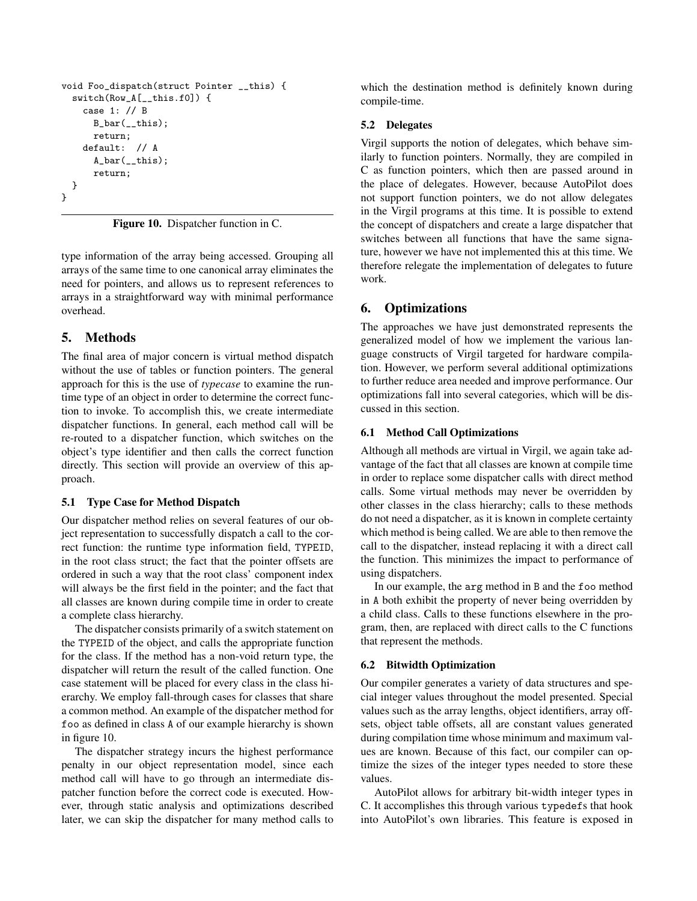```
void Foo_dispatch(struct Pointer __this) {
  switch(Row_A[__this.f0]) {
    case 1: // B
      B_bar(__this);
      return;
    default:  // A
      A_bar(__this);
      return;
  }
}
```

**Figure 10.** Dispatcher function in C.

type information of the array being accessed. Grouping all arrays of the same time to one canonical array eliminates the need for pointers, and allows us to represent references to arrays in a straightforward way with minimal performance overhead.

## 5. Methods

The final area of major concern is virtual method dispatch without the use of tables or function pointers. The general approach for this is the use of *typecase* to examine the runtime type of an object in order to determine the correct function to invoke. To accomplish this, we create intermediate dispatcher functions. In general, each method call will be re-routed to a dispatcher function, which switches on the object's type identifier and then calls the correct function directly. This section will provide an overview of this approach.

### 5.1 Type Case for Method Dispatch

Our dispatcher method relies on several features of our object representation to successfully dispatch a call to the correct function: the runtime type information field, TYPEID, in the root class struct; the fact that the pointer offsets are ordered in such a way that the root class' component index will always be the first field in the pointer; and the fact that all classes are known during compile time in order to create a complete class hierarchy.

The dispatcher consists primarily of a switch statement on the TYPEID of the object, and calls the appropriate function for the class. If the method has a non-void return type, the dispatcher will return the result of the called function. One case statement will be placed for every class in the class hierarchy. We employ fall-through cases for classes that share a common method. An example of the dispatcher method for foo as defined in class A of our example hierarchy is shown in figure 10.

The dispatcher strategy incurs the highest performance penalty in our object representation model, since each method call will have to go through an intermediate dispatcher function before the correct code is executed. However, through static analysis and optimizations described later, we can skip the dispatcher for many method calls to which the destination method is definitely known during compile-time.

### 5.2 Delegates

Virgil supports the notion of delegates, which behave similarly to function pointers. Normally, they are compiled in C as function pointers, which then are passed around in the place of delegates. However, because AutoPilot does not support function pointers, we do not allow delegates in the Virgil programs at this time. It is possible to extend the concept of dispatchers and create a large dispatcher that switches between all functions that have the same signature, however we have not implemented this at this time. We therefore relegate the implementation of delegates to future work.

## 6. Optimizations

The approaches we have just demonstrated represents the generalized model of how we implement the various language constructs of Virgil targeted for hardware compilation. However, we perform several additional optimizations to further reduce area needed and improve performance. Our optimizations fall into several categories, which will be discussed in this section.

### 6.1 Method Call Optimizations

Although all methods are virtual in Virgil, we again take advantage of the fact that all classes are known at compile time in order to replace some dispatcher calls with direct method calls. Some virtual methods may never be overridden by other classes in the class hierarchy; calls to these methods do not need a dispatcher, as it is known in complete certainty which method is being called. We are able to then remove the call to the dispatcher, instead replacing it with a direct call the function. This minimizes the impact to performance of using dispatchers.

In our example, the arg method in B and the foo method in A both exhibit the property of never being overridden by a child class. Calls to these functions elsewhere in the program, then, are replaced with direct calls to the C functions that represent the methods.

### 6.2 Bitwidth Optimization

Our compiler generates a variety of data structures and special integer values throughout the model presented. Special values such as the array lengths, object identifiers, array offsets, object table offsets, all are constant values generated during compilation time whose minimum and maximum values are known. Because of this fact, our compiler can optimize the sizes of the integer types needed to store these values.

AutoPilot allows for arbitrary bit-width integer types in C. It accomplishes this through various typedefs that hook into AutoPilot's own libraries. This feature is exposed in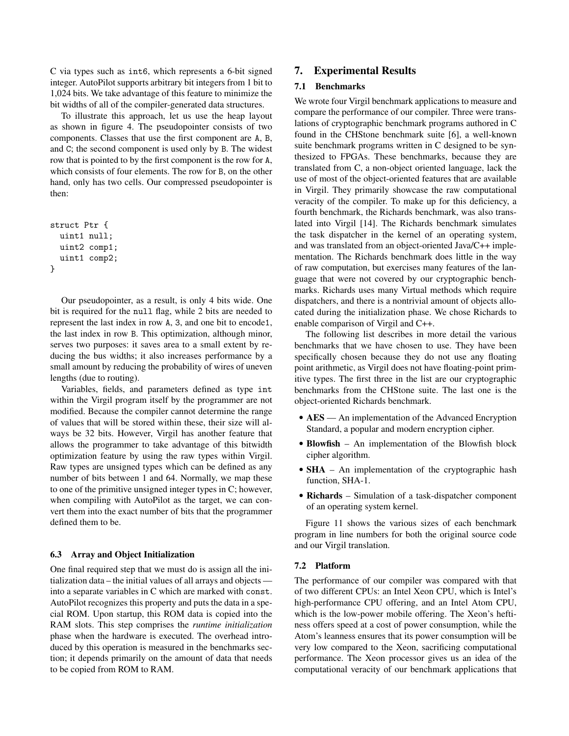C via types such as int6, which represents a 6-bit signed integer. AutoPilot supports arbitrary bit integers from 1 bit to 1,024 bits. We take advantage of this feature to minimize the bit widths of all of the compiler-generated data structures.

To illustrate this approach, let us use the heap layout as shown in figure 4. The pseudopointer consists of two components. Classes that use the first component are A, B, and C; the second component is used only by B. The widest row that is pointed to by the first component is the row for A, which consists of four elements. The row for B, on the other hand, only has two cells. Our compressed pseudopointer is then:

```
struct Ptr {
  uint1 null;
  uint2 comp1;
  uint1 comp2;
}
```

Our pseudopointer, as a result, is only 4 bits wide. One bit is required for the null flag, while 2 bits are needed to represent the last index in row A, 3, and one bit to encode1, the last index in row B. This optimization, although minor, serves two purposes: it saves area to a small extent by reducing the bus widths; it also increases performance by a small amount by reducing the probability of wires of uneven lengths (due to routing).

Variables, fields, and parameters defined as type int within the Virgil program itself by the programmer are not modified. Because the compiler cannot determine the range of values that will be stored within these, their size will always be 32 bits. However, Virgil has another feature that allows the programmer to take advantage of this bitwidth optimization feature by using the raw types within Virgil. Raw types are unsigned types which can be defined as any number of bits between 1 and 64. Normally, we map these to one of the primitive unsigned integer types in C; however, when compiling with AutoPilot as the target, we can convert them into the exact number of bits that the programmer defined them to be.

### 6.3 Array and Object Initialization

One final required step that we must do is assign all the initialization data – the initial values of all arrays and objects — into a separate variables in C which are marked with const. AutoPilot recognizes this property and puts the data in a special ROM. Upon startup, this ROM data is copied into the RAM slots. This step comprises the *runtime initialization* phase when the hardware is executed. The overhead introduced by this operation is measured in the benchmarks section; it depends primarily on the amount of data that needs to be copied from ROM to RAM.

## 7. Experimental Results

### 7.1 Benchmarks

We wrote four Virgil benchmark applications to measure and compare the performance of our compiler. Three were translations of cryptographic benchmark programs authored in C found in the CHStone benchmark suite [6], a well-known suite benchmark programs written in C designed to be synthesized to FPGAs. These benchmarks, because they are translated from C, a non-object oriented language, lack the use of most of the object-oriented features that are available in Virgil. They primarily showcase the raw computational veracity of the compiler. To make up for this deficiency, a fourth benchmark, the Richards benchmark, was also translated into Virgil [14]. The Richards benchmark simulates the task dispatcher in the kernel of an operating system, and was translated from an object-oriented Java/C++ implementation. The Richards benchmark does little in the way of raw computation, but exercises many features of the language that were not covered by our cryptographic benchmarks. Richards uses many Virtual methods which require dispatchers, and there is a nontrivial amount of objects allocated during the initialization phase. We chose Richards to enable comparison of Virgil and C++.

The following list describes in more detail the various benchmarks that we have chosen to use. They have been specifically chosen because they do not use any floating point arithmetic, as Virgil does not have floating-point primitive types. The first three in the list are our cryptographic benchmarks from the CHStone suite. The last one is the object-oriented Richards benchmark.

- **AES** — An implementation of the Advanced Encryption Standard, a popular and modern encryption cipher.
- **Blowfish** – An implementation of the Blowfish block cipher algorithm.
- **SHA** – An implementation of the cryptographic hash function, SHA-1.
- **Richards** – Simulation of a task-dispatcher component of an operating system kernel.

Figure 11 shows the various sizes of each benchmark program in line numbers for both the original source code and our Virgil translation.

### 7.2 Platform

The performance of our compiler was compared with that of two different CPUs: an Intel Xeon CPU, which is Intel's high-performance CPU offering, and an Intel Atom CPU, which is the low-power mobile offering. The Xeon's heftiness offers speed at a cost of power consumption, while the Atom's leanness ensures that its power consumption will be very low compared to the Xeon, sacrificing computational performance. The Xeon processor gives us an idea of the computational veracity of our benchmark applications that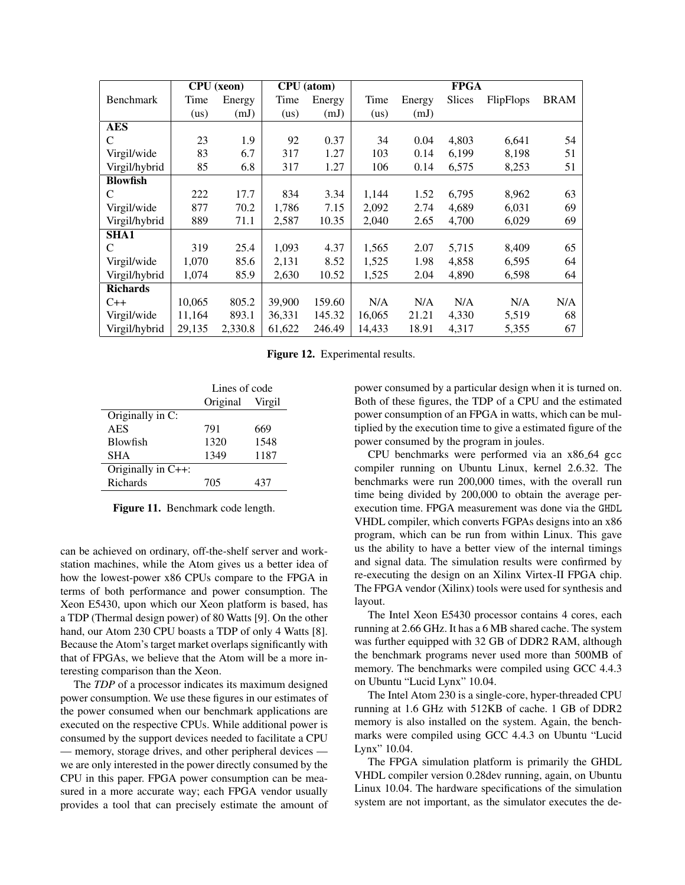| | CPU (xeon) | | CPU (atom) | | FPGA | | | | |
|---|---|---|---|---|---|---|---|---|---|
| Benchmark | Time (us) | Energy (mJ) | Time (us) | Energy (mJ) | Time (us) | Energy (mJ) | Slices | FlipFlops | BRAM |
| **AES** | | | | | | | | | |
| C | 23 | 1.9 | 92 | 0.37 | 34 | 0.04 | 4,803 | 6,641 | 54 |
| Virgil/wide | 83 | 6.7 | 317 | 1.27 | 103 | 0.14 | 6,199 | 8,198 | 51 |
| Virgil/hybrid | 85 | 6.8 | 317 | 1.27 | 106 | 0.14 | 6,575 | 8,253 | 51 |
| **Blowfish** | | | | | | | | | |
| C | 222 | 17.7 | 834 | 3.34 | 1,144 | 1.52 | 6,795 | 8,962 | 63 |
| Virgil/wide | 877 | 70.2 | 1,786 | 7.15 | 2,092 | 2.74 | 4,689 | 6,031 | 69 |
| Virgil/hybrid | 889 | 71.1 | 2,587 | 10.35 | 2,040 | 2.65 | 4,700 | 6,029 | 69 |
| **SHA1** | | | | | | | | | |
| C | 319 | 25.4 | 1,093 | 4.37 | 1,565 | 2.07 | 5,715 | 8,409 | 65 |
| Virgil/wide | 1,070 | 85.6 | 2,131 | 8.52 | 1,525 | 1.98 | 4,858 | 6,595 | 64 |
| Virgil/hybrid | 1,074 | 85.9 | 2,630 | 10.52 | 1,525 | 2.04 | 4,890 | 6,598 | 64 |
| **Richards** | | | | | | | | | |
| C++ | 10,065 | 805.2 | 39,900 | 159.60 | N/A | N/A | N/A | N/A | N/A |
| Virgil/wide | 11,164 | 893.1 | 36,331 | 145.32 | 16,065 | 21.21 | 4,330 | 5,519 | 68 |
| Virgil/hybrid | 29,135 | 2,330.8 | 61,622 | 246.49 | 14,433 | 18.91 | 4,317 | 5,355 | 67 |

**Figure 12.** Experimental results.

| | Lines of code | |
|---|---|---|
| | Original | Virgil |
| Originally in C: | | |
| AES | 791 | 669 |
| Blowfish | 1320 | 1548 |
| SHA | 1349 | 1187 |
| Originally in C++: | | |
| Richards | 705 | 437 |

**Figure 11.** Benchmark code length.

can be achieved on ordinary, off-the-shelf server and workstation machines, while the Atom gives us a better idea of how the lowest-power x86 CPUs compare to the FPGA in terms of both performance and power consumption. The Xeon E5430, upon which our Xeon platform is based, has a TDP (Thermal design power) of 80 Watts [9]. On the other hand, our Atom 230 CPU boasts a TDP of only 4 Watts [8]. Because the Atom's target market overlaps significantly with that of FPGAs, we believe that the Atom will be a more interesting comparison than the Xeon.

The *TDP* of a processor indicates its maximum designed power consumption. We use these figures in our estimates of the power consumed when our benchmark applications are executed on the respective CPUs. While additional power is consumed by the support devices needed to facilitate a CPU — memory, storage drives, and other peripheral devices — we are only interested in the power directly consumed by the CPU in this paper. FPGA power consumption can be measured in a more accurate way; each FPGA vendor usually provides a tool that can precisely estimate the amount of power consumed by a particular design when it is turned on. Both of these figures, the TDP of a CPU and the estimated power consumption of an FPGA in watts, which can be multiplied by the execution time to give a estimated figure of the power consumed by the program in joules.

CPU benchmarks were performed via an x86_64 gcc compiler running on Ubuntu Linux, kernel 2.6.32. The benchmarks were run 200,000 times, with the overall run time being divided by 200,000 to obtain the average per-execution time. FPGA measurement was done via the GHDL VHDL compiler, which converts FGPAs designs into an x86 program, which can be run from within Linux. This gave us the ability to have a better view of the internal timings and signal data. The simulation results were confirmed by re-executing the design on an Xilinx Virtex-II FPGA chip. The FPGA vendor (Xilinx) tools were used for synthesis and layout.

The Intel Xeon E5430 processor contains 4 cores, each running at 2.66 GHz. It has a 6 MB shared cache. The system was further equipped with 32 GB of DDR2 RAM, although the benchmark programs never used more than 500MB of memory. The benchmarks were compiled using GCC 4.4.3 on Ubuntu "Lucid Lynx" 10.04.

The Intel Atom 230 is a single-core, hyper-threaded CPU running at 1.6 GHz with 512KB of cache. 1 GB of DDR2 memory is also installed on the system. Again, the benchmarks were compiled using GCC 4.4.3 on Ubuntu "Lucid Lynx" 10.04.

The FPGA simulation platform is primarily the GHDL VHDL compiler version 0.28dev running, again, on Ubuntu Linux 10.04. The hardware specifications of the simulation system are not important, as the simulator executes the de-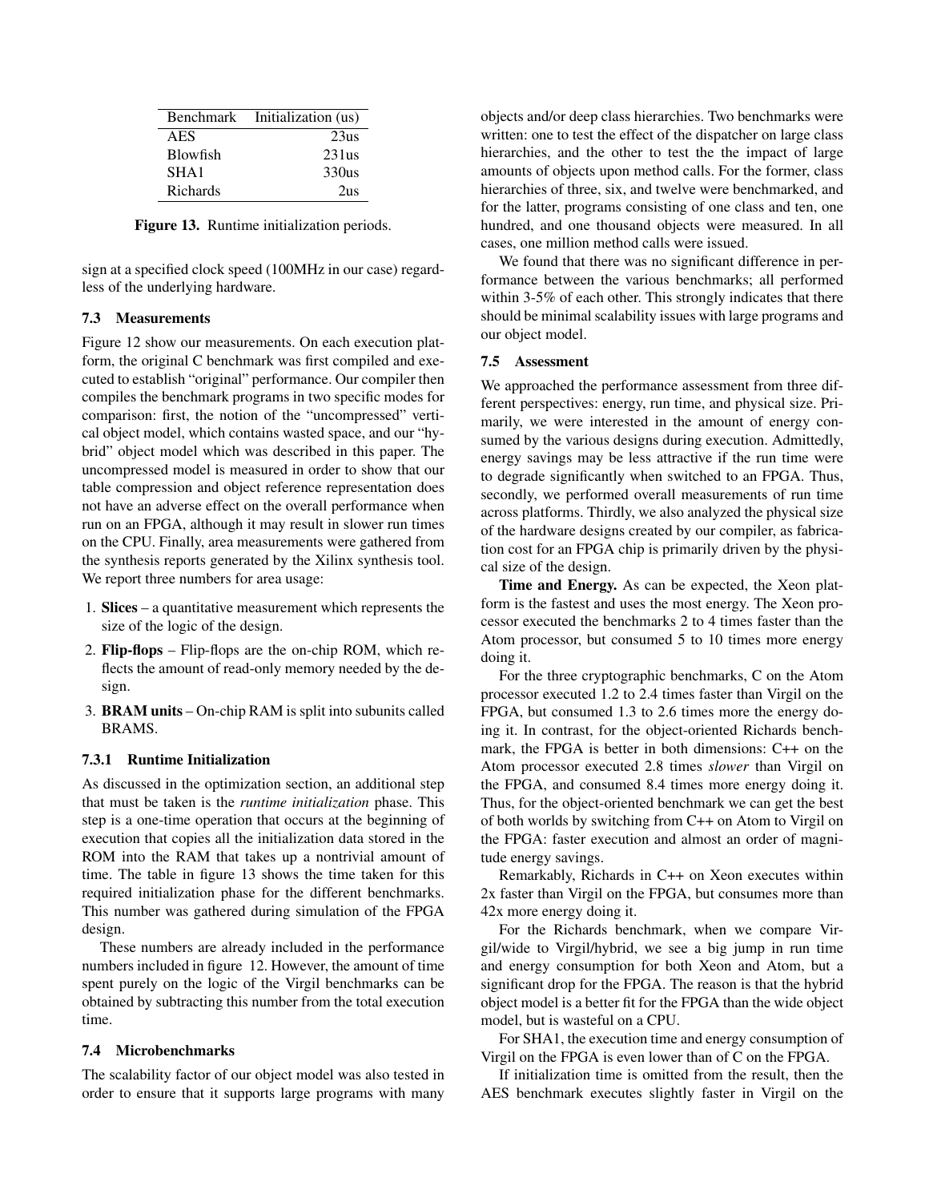| Benchmark | Initialization (us) |
|---|---|
| AES | 23us |
| Blowfish | 231us |
| SHA1 | 330us |
| Richards | 2us |

**Figure 13.** Runtime initialization periods.

sign at a specified clock speed (100MHz in our case) regardless of the underlying hardware.

### 7.3 Measurements

Figure 12 show our measurements. On each execution platform, the original C benchmark was first compiled and executed to establish "original" performance. Our compiler then compiles the benchmark programs in two specific modes for comparison: first, the notion of the "uncompressed" vertical object model, which contains wasted space, and our "hybrid" object model which was described in this paper. The uncompressed model is measured in order to show that our table compression and object reference representation does not have an adverse effect on the overall performance when run on an FPGA, although it may result in slower run times on the CPU. Finally, area measurements were gathered from the synthesis reports generated by the Xilinx synthesis tool. We report three numbers for area usage:

1. **Slices** – a quantitative measurement which represents the size of the logic of the design.
2. **Flip-flops** – Flip-flops are the on-chip ROM, which reflects the amount of read-only memory needed by the design.
3. **BRAM units** – On-chip RAM is split into subunits called BRAMS.

#### 7.3.1 Runtime Initialization

As discussed in the optimization section, an additional step that must be taken is the *runtime initialization* phase. This step is a one-time operation that occurs at the beginning of execution that copies all the initialization data stored in the ROM into the RAM that takes up a nontrivial amount of time. The table in figure 13 shows the time taken for this required initialization phase for the different benchmarks. This number was gathered during simulation of the FPGA design.

These numbers are already included in the performance numbers included in figure 12. However, the amount of time spent purely on the logic of the Virgil benchmarks can be obtained by subtracting this number from the total execution time.

### 7.4 Microbenchmarks

The scalability factor of our object model was also tested in order to ensure that it supports large programs with many objects and/or deep class hierarchies. Two benchmarks were written: one to test the effect of the dispatcher on large class hierarchies, and the other to test the the impact of large amounts of objects upon method calls. For the former, class hierarchies of three, six, and twelve were benchmarked, and for the latter, programs consisting of one class and ten, one hundred, and one thousand objects were measured. In all cases, one million method calls were issued.

We found that there was no significant difference in performance between the various benchmarks; all performed within 3-5% of each other. This strongly indicates that there should be minimal scalability issues with large programs and our object model.

### 7.5 Assessment

We approached the performance assessment from three different perspectives: energy, run time, and physical size. Primarily, we were interested in the amount of energy consumed by the various designs during execution. Admittedly, energy savings may be less attractive if the run time were to degrade significantly when switched to an FPGA. Thus, secondly, we performed overall measurements of run time across platforms. Thirdly, we also analyzed the physical size of the hardware designs created by our compiler, as fabrication cost for an FPGA chip is primarily driven by the physical size of the design.

**Time and Energy.** As can be expected, the Xeon platform is the fastest and uses the most energy. The Xeon processor executed the benchmarks 2 to 4 times faster than the Atom processor, but consumed 5 to 10 times more energy doing it.

For the three cryptographic benchmarks, C on the Atom processor executed 1.2 to 2.4 times faster than Virgil on the FPGA, but consumed 1.3 to 2.6 times more the energy doing it. In contrast, for the object-oriented Richards benchmark, the FPGA is better in both dimensions: C++ on the Atom processor executed 2.8 times *slower* than Virgil on the FPGA, and consumed 8.4 times more energy doing it. Thus, for the object-oriented benchmark we can get the best of both worlds by switching from C++ on Atom to Virgil on the FPGA: faster execution and almost an order of magnitude energy savings.

Remarkably, Richards in C++ on Xeon executes within 2x faster than Virgil on the FPGA, but consumes more than 42x more energy doing it.

For the Richards benchmark, when we compare Virgil/wide to Virgil/hybrid, we see a big jump in run time and energy consumption for both Xeon and Atom, but a significant drop for the FPGA. The reason is that the hybrid object model is a better fit for the FPGA than the wide object model, but is wasteful on a CPU.

For SHA1, the execution time and energy consumption of Virgil on the FPGA is even lower than of C on the FPGA.

If initialization time is omitted from the result, then the AES benchmark executes slightly faster in Virgil on the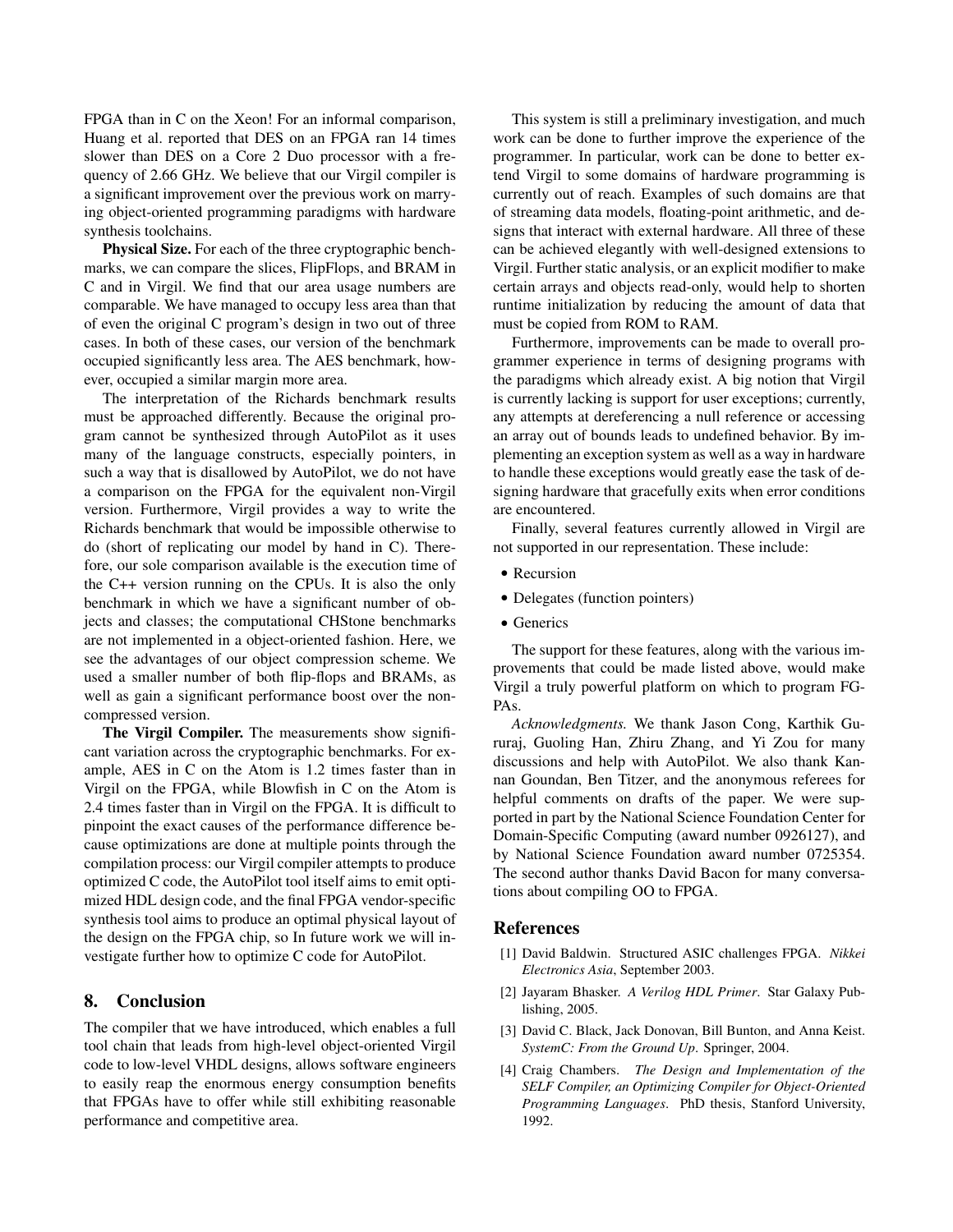FPGA than in C on the Xeon! For an informal comparison, Huang et al. reported that DES on an FPGA ran 14 times slower than DES on a Core 2 Duo processor with a frequency of 2.66 GHz. We believe that our Virgil compiler is a significant improvement over the previous work on marrying object-oriented programming paradigms with hardware synthesis toolchains.

**Physical Size.** For each of the three cryptographic benchmarks, we can compare the slices, FlipFlops, and BRAM in C and in Virgil. We find that our area usage numbers are comparable. We have managed to occupy less area than that of even the original C program's design in two out of three cases. In both of these cases, our version of the benchmark occupied significantly less area. The AES benchmark, however, occupied a similar margin more area.

The interpretation of the Richards benchmark results must be approached differently. Because the original program cannot be synthesized through AutoPilot as it uses many of the language constructs, especially pointers, in such a way that is disallowed by AutoPilot, we do not have a comparison on the FPGA for the equivalent non-Virgil version. Furthermore, Virgil provides a way to write the Richards benchmark that would be impossible otherwise to do (short of replicating our model by hand in C). Therefore, our sole comparison available is the execution time of the C++ version running on the CPUs. It is also the only benchmark in which we have a significant number of objects and classes; the computational CHStone benchmarks are not implemented in a object-oriented fashion. Here, we see the advantages of our object compression scheme. We used a smaller number of both flip-flops and BRAMs, as well as gain a significant performance boost over the non-compressed version.

**The Virgil Compiler.** The measurements show significant variation across the cryptographic benchmarks. For example, AES in C on the Atom is 1.2 times faster than in Virgil on the FPGA, while Blowfish in C on the Atom is 2.4 times faster than in Virgil on the FPGA. It is difficult to pinpoint the exact causes of the performance difference because optimizations are done at multiple points through the compilation process: our Virgil compiler attempts to produce optimized C code, the AutoPilot tool itself aims to emit optimized HDL design code, and the final FPGA vendor-specific synthesis tool aims to produce an optimal physical layout of the design on the FPGA chip, so In future work we will investigate further how to optimize C code for AutoPilot.

## 8. Conclusion

The compiler that we have introduced, which enables a full tool chain that leads from high-level object-oriented Virgil code to low-level VHDL designs, allows software engineers to easily reap the enormous energy consumption benefits that FPGAs have to offer while still exhibiting reasonable performance and competitive area.

This system is still a preliminary investigation, and much work can be done to further improve the experience of the programmer. In particular, work can be done to better extend Virgil to some domains of hardware programming is currently out of reach. Examples of such domains are that of streaming data models, floating-point arithmetic, and designs that interact with external hardware. All three of these can be achieved elegantly with well-designed extensions to Virgil. Further static analysis, or an explicit modifier to make certain arrays and objects read-only, would help to shorten runtime initialization by reducing the amount of data that must be copied from ROM to RAM.

Furthermore, improvements can be made to overall programmer experience in terms of designing programs with the paradigms which already exist. A big notion that Virgil is currently lacking is support for user exceptions; currently, any attempts at dereferencing a null reference or accessing an array out of bounds leads to undefined behavior. By implementing an exception system as well as a way in hardware to handle these exceptions would greatly ease the task of designing hardware that gracefully exits when error conditions are encountered.

Finally, several features currently allowed in Virgil are not supported in our representation. These include:

- Recursion
- Delegates (function pointers)
- Generics

The support for these features, along with the various improvements that could be made listed above, would make Virgil a truly powerful platform on which to program FPGAs.

*Acknowledgments.* We thank Jason Cong, Karthik Gururaj, Guoling Han, Zhiru Zhang, and Yi Zou for many discussions and help with AutoPilot. We also thank Kannan Goundan, Ben Titzer, and the anonymous referees for helpful comments on drafts of the paper. We were supported in part by the National Science Foundation Center for Domain-Specific Computing (award number 0926127), and by National Science Foundation award number 0725354. The second author thanks David Bacon for many conversations about compiling OO to FPGA.

## References

[1] David Baldwin. Structured ASIC challenges FPGA. *Nikkei Electronics Asia*, September 2003.

[2] Jayaram Bhasker. *A Verilog HDL Primer*. Star Galaxy Publishing, 2005.

[3] David C. Black, Jack Donovan, Bill Bunton, and Anna Keist. *SystemC: From the Ground Up*. Springer, 2004.

[4] Craig Chambers. *The Design and Implementation of the SELF Compiler, an Optimizing Compiler for Object-Oriented Programming Languages*. PhD thesis, Stanford University, 1992.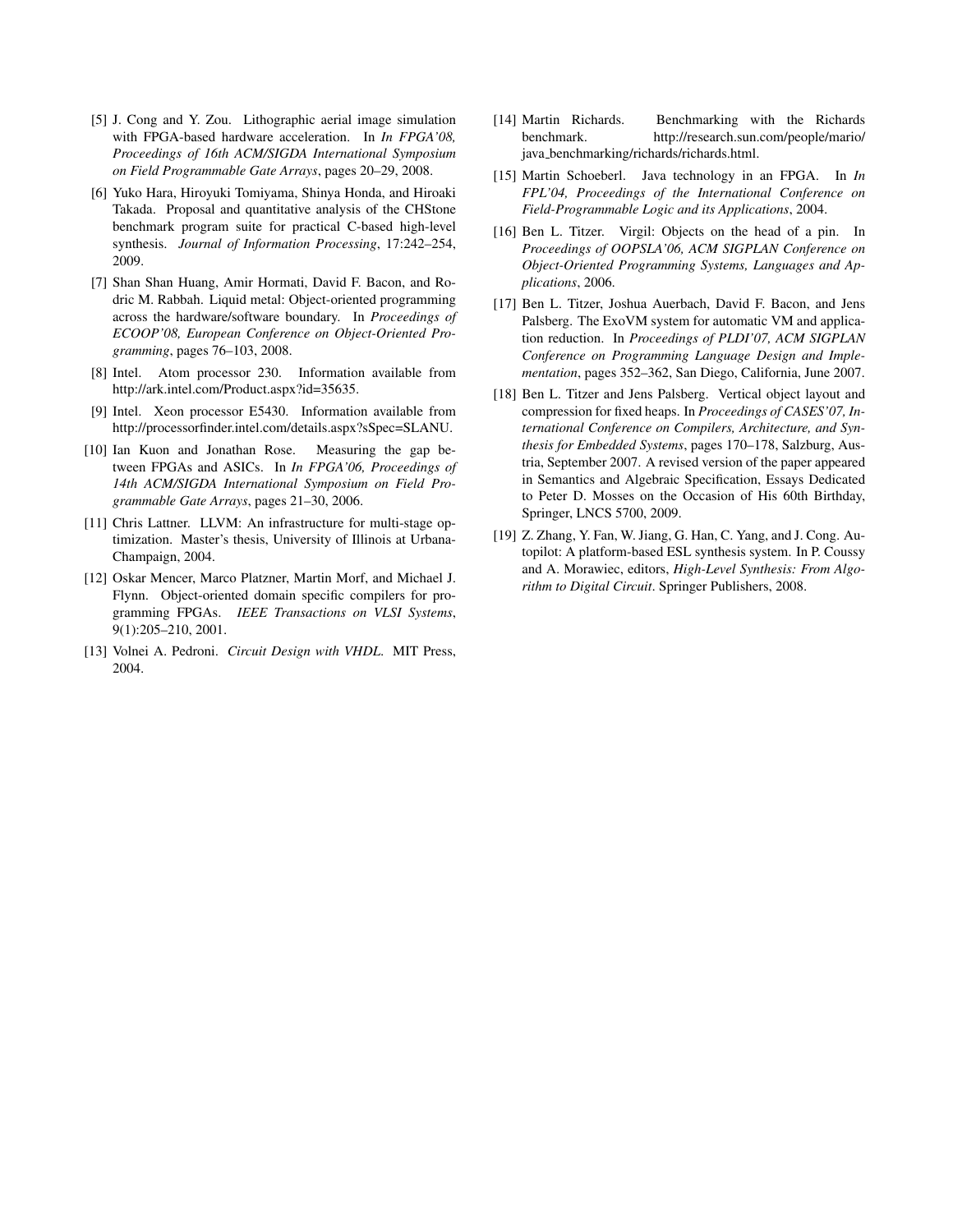[5] J. Cong and Y. Zou. Lithographic aerial image simulation with FPGA-based hardware acceleration. In *In FPGA'08, Proceedings of 16th ACM/SIGDA International Symposium on Field Programmable Gate Arrays*, pages 20–29, 2008.

[6] Yuko Hara, Hiroyuki Tomiyama, Shinya Honda, and Hiroaki Takada. Proposal and quantitative analysis of the CHStone benchmark program suite for practical C-based high-level synthesis. *Journal of Information Processing*, 17:242–254, 2009.

[7] Shan Shan Huang, Amir Hormati, David F. Bacon, and Rodric M. Rabbah. Liquid metal: Object-oriented programming across the hardware/software boundary. In *Proceedings of ECOOP'08, European Conference on Object-Oriented Programming*, pages 76–103, 2008.

[8] Intel. Atom processor 230. Information available from http://ark.intel.com/Product.aspx?id=35635.

[9] Intel. Xeon processor E5430. Information available from http://processorfinder.intel.com/details.aspx?sSpec=SLANU.

[10] Ian Kuon and Jonathan Rose. Measuring the gap between FPGAs and ASICs. In *In FPGA'06, Proceedings of 14th ACM/SIGDA International Symposium on Field Programmable Gate Arrays*, pages 21–30, 2006.

[11] Chris Lattner. LLVM: An infrastructure for multi-stage optimization. Master's thesis, University of Illinois at Urbana-Champaign, 2004.

[12] Oskar Mencer, Marco Platzner, Martin Morf, and Michael J. Flynn. Object-oriented domain specific compilers for programming FPGAs. *IEEE Transactions on VLSI Systems*, 9(1):205–210, 2001.

[13] Volnei A. Pedroni. *Circuit Design with VHDL*. MIT Press, 2004.

[14] Martin Richards. Benchmarking with the Richards benchmark. http://research.sun.com/people/mario/java_benchmarking/richards/richards.html.

[15] Martin Schoeberl. Java technology in an FPGA. In *In FPL'04, Proceedings of the International Conference on Field-Programmable Logic and its Applications*, 2004.

[16] Ben L. Titzer. Virgil: Objects on the head of a pin. In *Proceedings of OOPSLA'06, ACM SIGPLAN Conference on Object-Oriented Programming Systems, Languages and Applications*, 2006.

[17] Ben L. Titzer, Joshua Auerbach, David F. Bacon, and Jens Palsberg. The ExoVM system for automatic VM and application reduction. In *Proceedings of PLDI'07, ACM SIGPLAN Conference on Programming Language Design and Implementation*, pages 352–362, San Diego, California, June 2007.

[18] Ben L. Titzer and Jens Palsberg. Vertical object layout and compression for fixed heaps. In *Proceedings of CASES'07, International Conference on Compilers, Architecture, and Synthesis for Embedded Systems*, pages 170–178, Salzburg, Austria, September 2007. A revised version of the paper appeared in Semantics and Algebraic Specification, Essays Dedicated to Peter D. Mosses on the Occasion of His 60th Birthday, Springer, LNCS 5700, 2009.

[19] Z. Zhang, Y. Fan, W. Jiang, G. Han, C. Yang, and J. Cong. Autopilot: A platform-based ESL synthesis system. In P. Coussy and A. Morawiec, editors, *High-Level Synthesis: From Algorithm to Digital Circuit*. Springer Publishers, 2008.